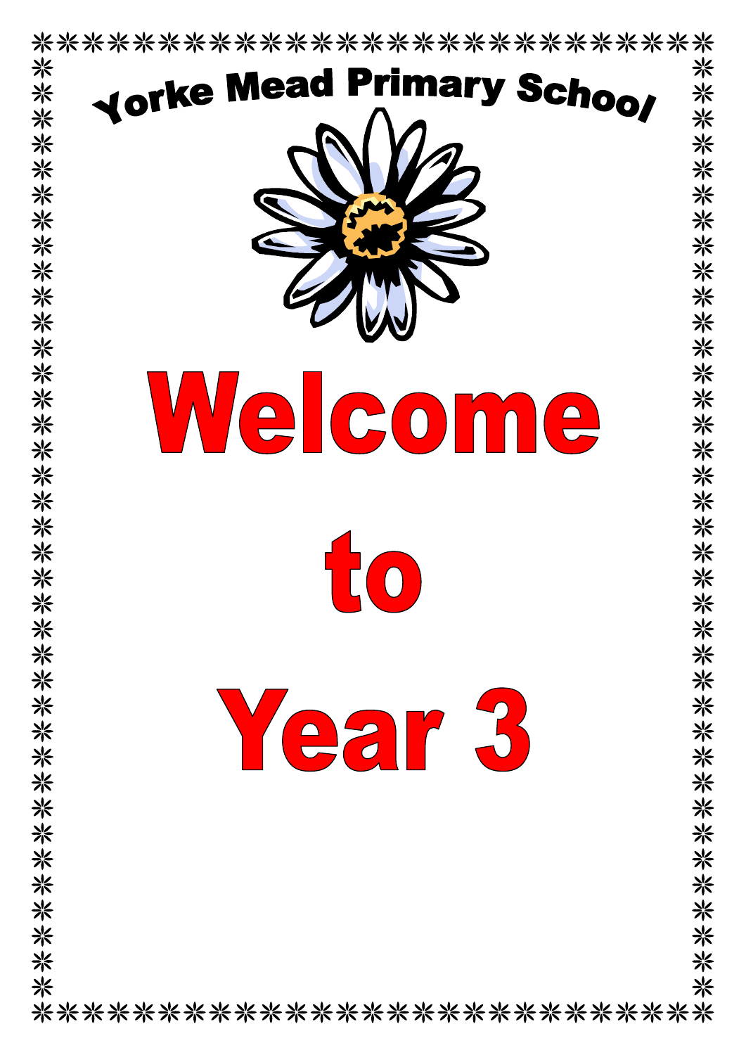# Yorke Mead Primary School

# Welcome

# to

# Year 3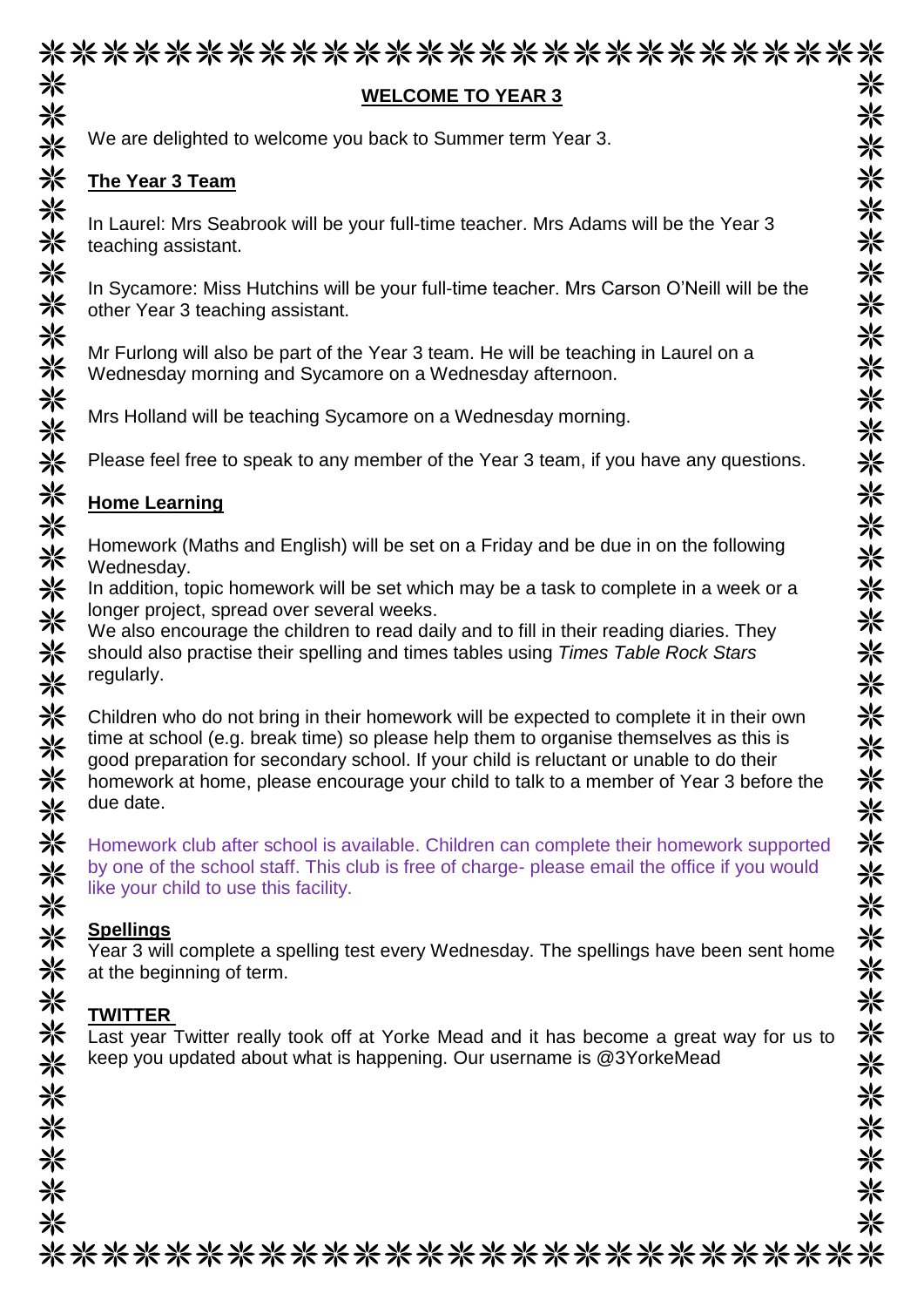# WELCOME TO YEAR 3

We are delighted to welcome you back to Summer term Year 3.

## The Year 3 Team

In Laurel: Mrs Seabrook will be your full-time teacher. Mrs Adams will be the Year 3 teaching assistant.

In Sycamore: Miss Hutchins will be your full-time teacher. Mrs Carson O'Neill will be the other Year 3 teaching assistant.

Mr Furlong will also be part of the Year 3 team. He will be teaching in Laurel on a Wednesday morning and Sycamore on a Wednesday afternoon.

Mrs Holland will be teaching Sycamore on a Wednesday morning.

Please feel free to speak to any member of the Year 3 team, if you have any questions.

## Home Learning

Homework (Maths and English) will be set on a Friday and be due in on the following Wednesday.
In addition, topic homework will be set which may be a task to complete in a week or a longer project, spread over several weeks.
We also encourage the children to read daily and to fill in their reading diaries. They should also practise their spelling and times tables using *Times Table Rock Stars* regularly.

Children who do not bring in their homework will be expected to complete it in their own time at school (e.g. break time) so please help them to organise themselves as this is good preparation for secondary school. If your child is reluctant or unable to do their homework at home, please encourage your child to talk to a member of Year 3 before the due date.

Homework club after school is available. Children can complete their homework supported by one of the school staff. This club is free of charge- please email the office if you would like your child to use this facility.

## Spellings

Year 3 will complete a spelling test every Wednesday. The spellings have been sent home at the beginning of term.

## TWITTER

Last year Twitter really took off at Yorke Mead and it has become a great way for us to keep you updated about what is happening. Our username is @3YorkeMead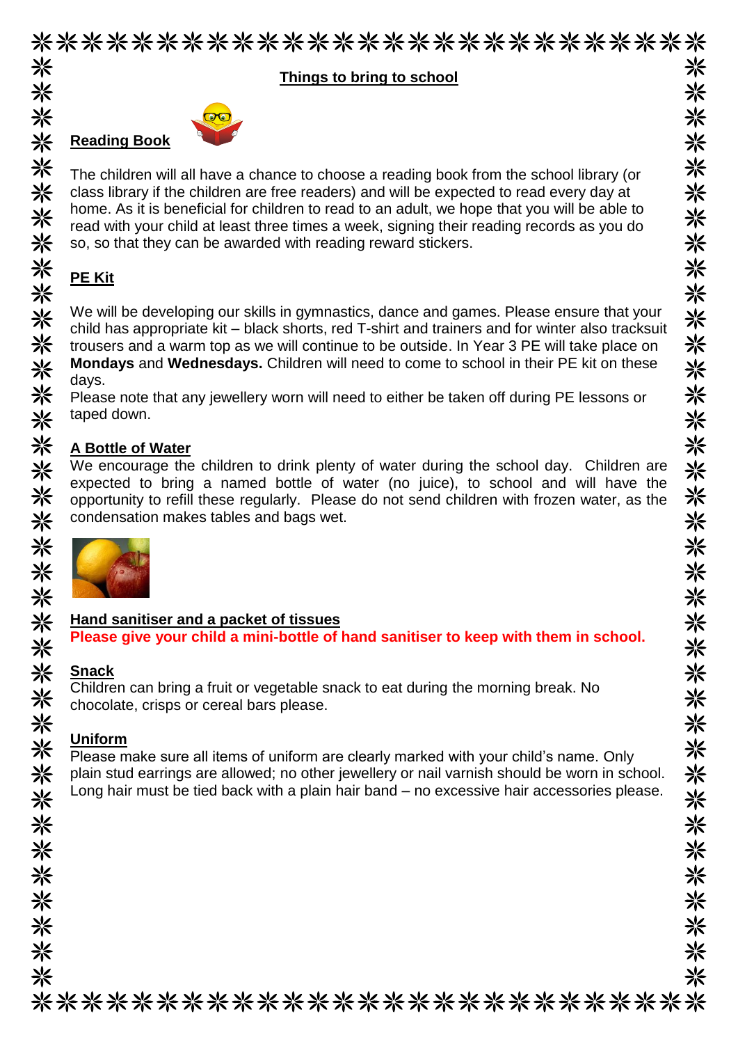## Things to bring to school

### Reading Book

The children will all have a chance to choose a reading book from the school library (or class library if the children are free readers) and will be expected to read every day at home. As it is beneficial for children to read to an adult, we hope that you will be able to read with your child at least three times a week, signing their reading records as you do so, so that they can be awarded with reading reward stickers.

### PE Kit

We will be developing our skills in gymnastics, dance and games. Please ensure that your child has appropriate kit – black shorts, red T-shirt and trainers and for winter also tracksuit trousers and a warm top as we will continue to be outside. In Year 3 PE will take place on **Mondays** and **Wednesdays.** Children will need to come to school in their PE kit on these days.

Please note that any jewellery worn will need to either be taken off during PE lessons or taped down.

### A Bottle of Water

We encourage the children to drink plenty of water during the school day. Children are expected to bring a named bottle of water (no juice), to school and will have the opportunity to refill these regularly. Please do not send children with frozen water, as the condensation makes tables and bags wet.

### Hand sanitiser and a packet of tissues

**Please give your child a mini-bottle of hand sanitiser to keep with them in school.**

### Snack

Children can bring a fruit or vegetable snack to eat during the morning break. No chocolate, crisps or cereal bars please.

### Uniform

Please make sure all items of uniform are clearly marked with your child's name. Only plain stud earrings are allowed; no other jewellery or nail varnish should be worn in school. Long hair must be tied back with a plain hair band – no excessive hair accessories please.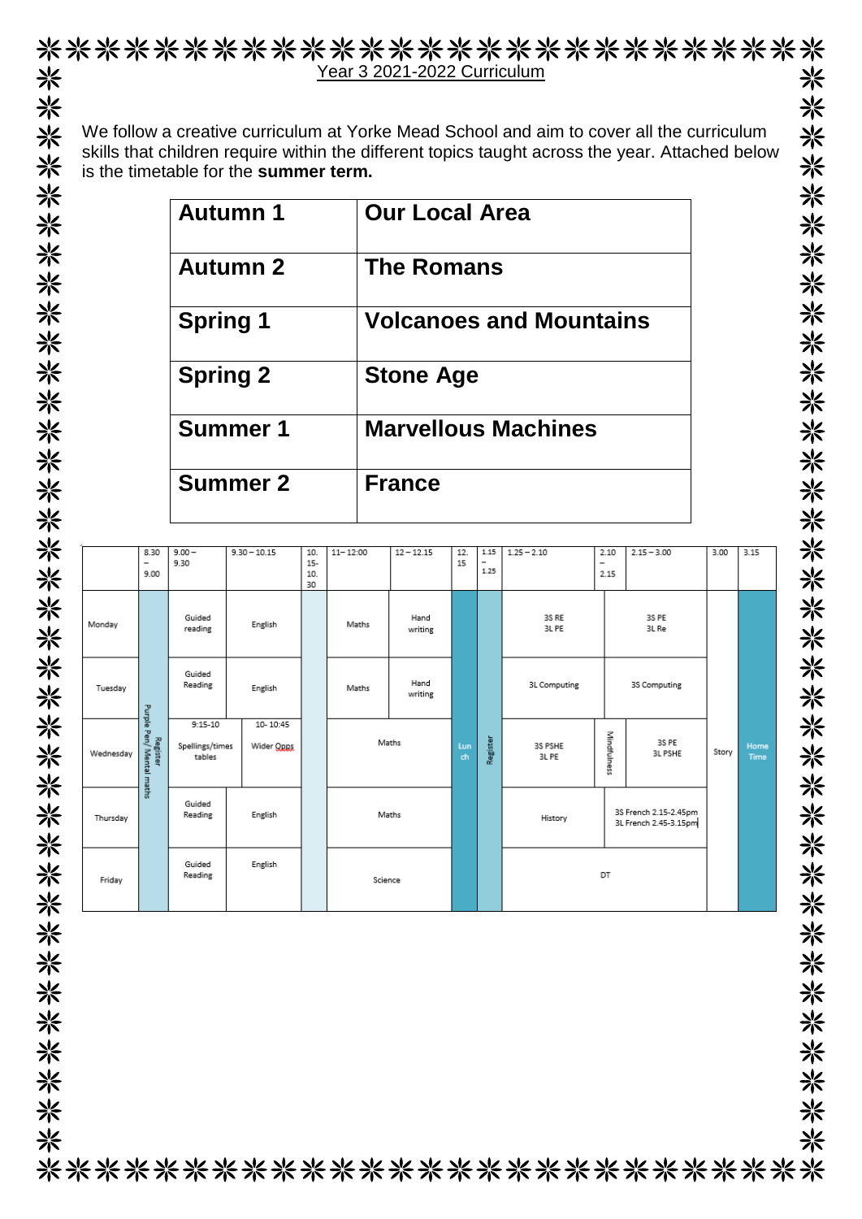Year 3 2021-2022 Curriculum

We follow a creative curriculum at Yorke Mead School and aim to cover all the curriculum skills that children require within the different topics taught across the year. Attached below is the timetable for the **summer term.**

| | |
|---|---|
| **Autumn 1** | **Our Local Area** |
| **Autumn 2** | **The Romans** |
| **Spring 1** | **Volcanoes and Mountains** |
| **Spring 2** | **Stone Age** |
| **Summer 1** | **Marvellous Machines** |
| **Summer 2** | **France** |

| | 8.30 – 9.00 | 9.00 – 9.30 | 9.30 – 10.15 | 10.15- 10.30 | 11– 12:00 | 12 – 12.15 | 12.15 | 1.15 – 1.25 | 1.25 – 2.10 | 2.10 – 2.15 | 2.15 – 3.00 | 3.00 | 3.15 |
|---|---|---|---|---|---|---|---|---|---|---|---|---|---|
| Monday | Register Purple Pen/ Mental maths | Guided reading | English | | Maths | Hand writing | Lunch | Register | 3S RE 3L PE | | 3S PE 3L Re | Story | Home Time |
| Tuesday | | Guided Reading | English | | Maths | Hand writing | | | 3L Computing | | 3S Computing | | |
| Wednesday | | 9:15-10 Spellings/times tables | 10- 10:45 Wider Opps | | Maths | | | | 3S PSHE 3L PE | Mindfulness | 3S PE 3L PSHE | | |
| Thursday | | Guided Reading | English | | Maths | | | | History | | 3S French 2.15-2.45pm 3L French 2.45-3.15pm | | |
| Friday | | Guided Reading | English | | Science | | | | DT | | | | |